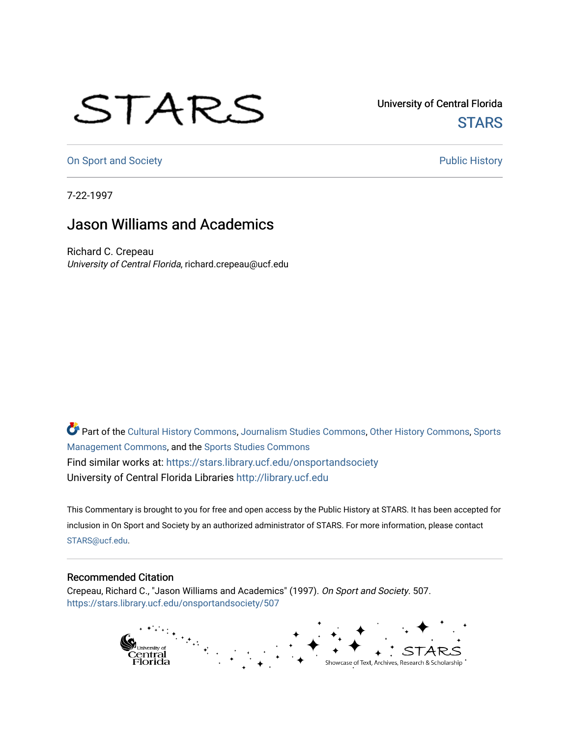STARS

University of Central Florida
STARS

On Sport and Society | Public History

7-22-1997

# Jason Williams and Academics

Richard C. Crepeau
*University of Central Florida*, richard.crepeau@ucf.edu

Part of the Cultural History Commons, Journalism Studies Commons, Other History Commons, Sports Management Commons, and the Sports Studies Commons
Find similar works at: https://stars.library.ucf.edu/onsportandsociety
University of Central Florida Libraries http://library.ucf.edu

This Commentary is brought to you for free and open access by the Public History at STARS. It has been accepted for inclusion in On Sport and Society by an authorized administrator of STARS. For more information, please contact STARS@ucf.edu.

## Recommended Citation

Crepeau, Richard C., "Jason Williams and Academics" (1997). *On Sport and Society*. 507.
https://stars.library.ucf.edu/onsportandsociety/507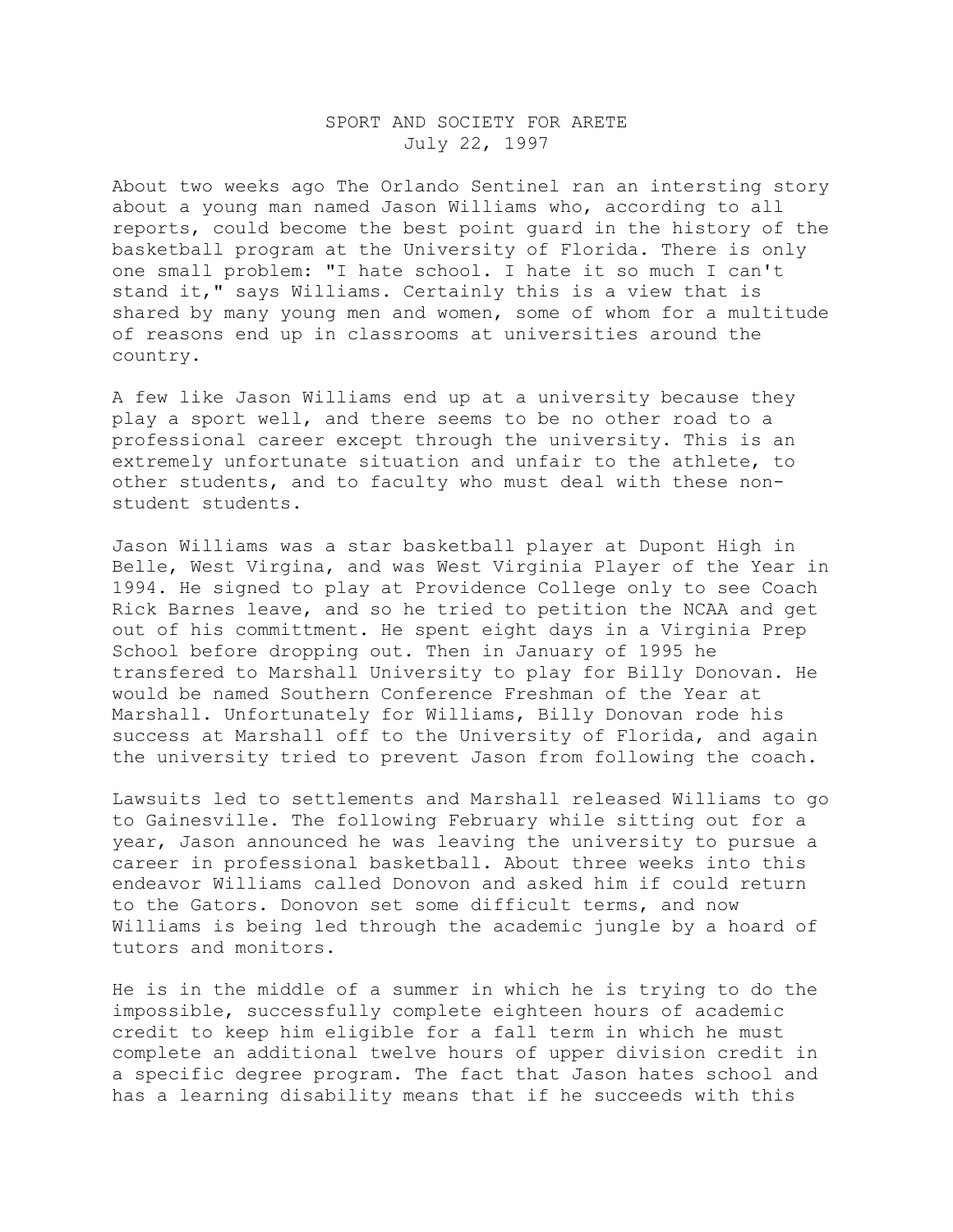SPORT AND SOCIETY FOR ARETE
July 22, 1997

About two weeks ago The Orlando Sentinel ran an intersting story about a young man named Jason Williams who, according to all reports, could become the best point guard in the history of the basketball program at the University of Florida. There is only one small problem: "I hate school. I hate it so much I can't stand it," says Williams. Certainly this is a view that is shared by many young men and women, some of whom for a multitude of reasons end up in classrooms at universities around the country.

A few like Jason Williams end up at a university because they play a sport well, and there seems to be no other road to a professional career except through the university. This is an extremely unfortunate situation and unfair to the athlete, to other students, and to faculty who must deal with these non-student students.

Jason Williams was a star basketball player at Dupont High in Belle, West Virgina, and was West Virginia Player of the Year in 1994. He signed to play at Providence College only to see Coach Rick Barnes leave, and so he tried to petition the NCAA and get out of his committment. He spent eight days in a Virginia Prep School before dropping out. Then in January of 1995 he transfered to Marshall University to play for Billy Donovan. He would be named Southern Conference Freshman of the Year at Marshall. Unfortunately for Williams, Billy Donovan rode his success at Marshall off to the University of Florida, and again the university tried to prevent Jason from following the coach.

Lawsuits led to settlements and Marshall released Williams to go to Gainesville. The following February while sitting out for a year, Jason announced he was leaving the university to pursue a career in professional basketball. About three weeks into this endeavor Williams called Donovon and asked him if could return to the Gators. Donovon set some difficult terms, and now Williams is being led through the academic jungle by a hoard of tutors and monitors.

He is in the middle of a summer in which he is trying to do the impossible, successfully complete eighteen hours of academic credit to keep him eligible for a fall term in which he must complete an additional twelve hours of upper division credit in a specific degree program. The fact that Jason hates school and has a learning disability means that if he succeeds with this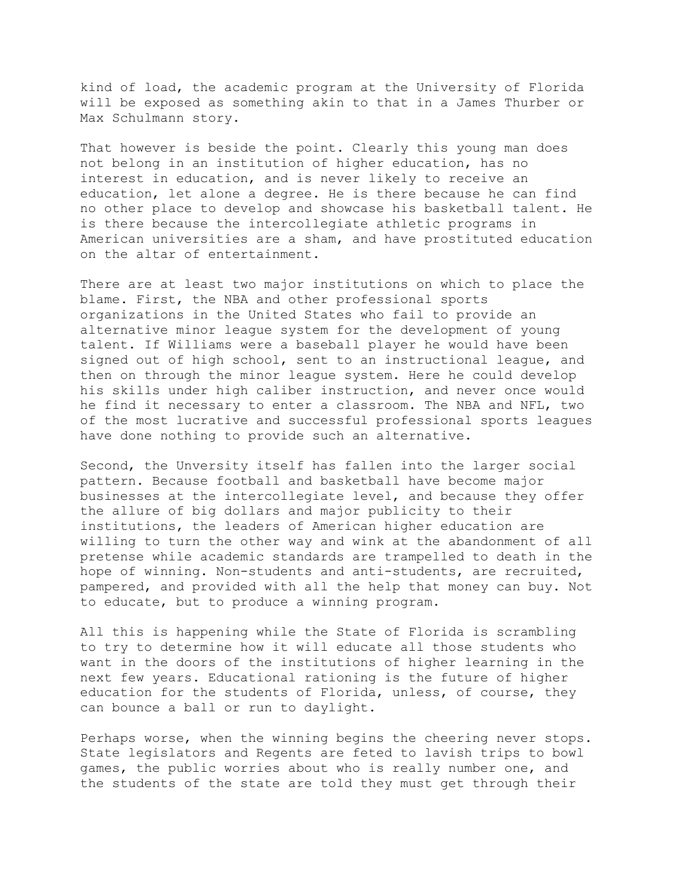kind of load, the academic program at the University of Florida will be exposed as something akin to that in a James Thurber or Max Schulmann story.

That however is beside the point. Clearly this young man does not belong in an institution of higher education, has no interest in education, and is never likely to receive an education, let alone a degree. He is there because he can find no other place to develop and showcase his basketball talent. He is there because the intercollegiate athletic programs in American universities are a sham, and have prostituted education on the altar of entertainment.

There are at least two major institutions on which to place the blame. First, the NBA and other professional sports organizations in the United States who fail to provide an alternative minor league system for the development of young talent. If Williams were a baseball player he would have been signed out of high school, sent to an instructional league, and then on through the minor league system. Here he could develop his skills under high caliber instruction, and never once would he find it necessary to enter a classroom. The NBA and NFL, two of the most lucrative and successful professional sports leagues have done nothing to provide such an alternative.

Second, the Unversity itself has fallen into the larger social pattern. Because football and basketball have become major businesses at the intercollegiate level, and because they offer the allure of big dollars and major publicity to their institutions, the leaders of American higher education are willing to turn the other way and wink at the abandonment of all pretense while academic standards are trampelled to death in the hope of winning. Non-students and anti-students, are recruited, pampered, and provided with all the help that money can buy. Not to educate, but to produce a winning program.

All this is happening while the State of Florida is scrambling to try to determine how it will educate all those students who want in the doors of the institutions of higher learning in the next few years. Educational rationing is the future of higher education for the students of Florida, unless, of course, they can bounce a ball or run to daylight.

Perhaps worse, when the winning begins the cheering never stops. State legislators and Regents are feted to lavish trips to bowl games, the public worries about who is really number one, and the students of the state are told they must get through their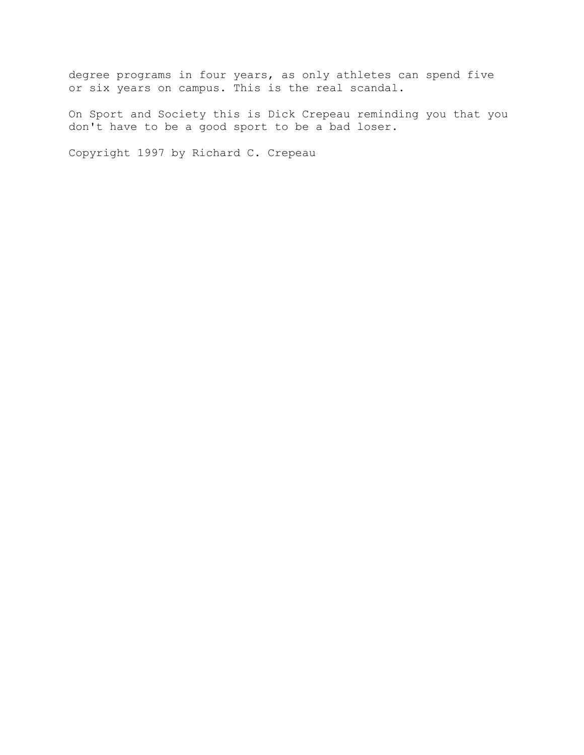degree programs in four years, as only athletes can spend five or six years on campus. This is the real scandal.

On Sport and Society this is Dick Crepeau reminding you that you don't have to be a good sport to be a bad loser.

Copyright 1997 by Richard C. Crepeau